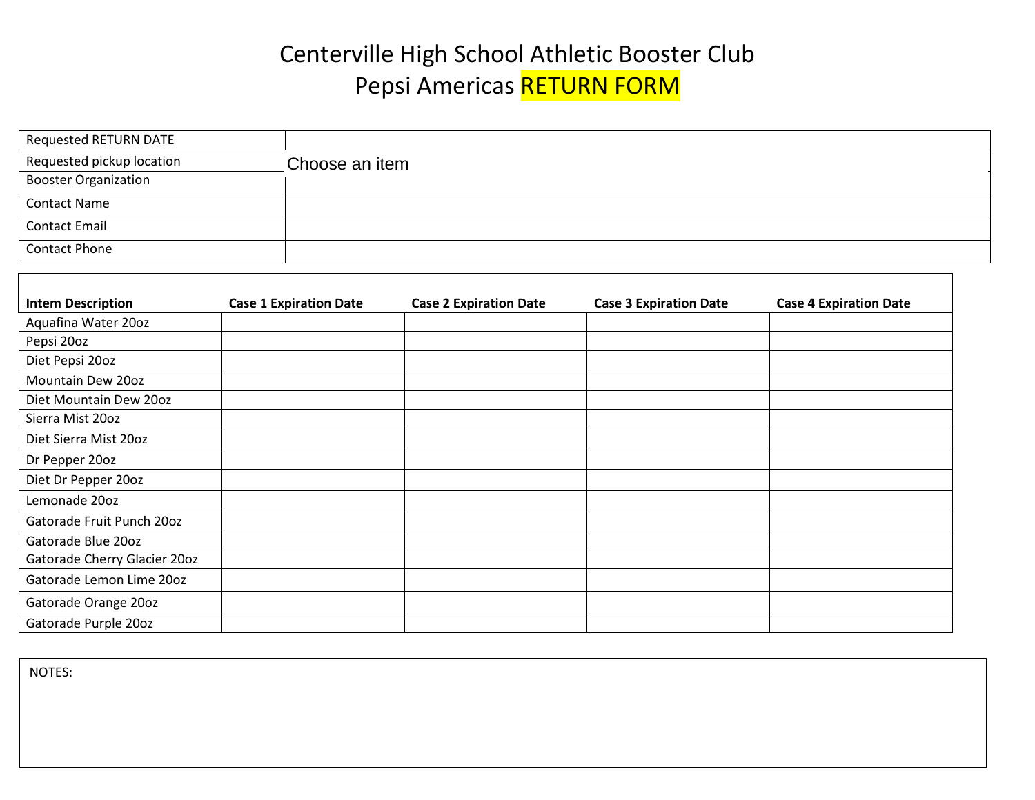# Centerville High School Athletic Booster Club
# Pepsi Americas RETURN FORM

| | |
|---|---|
| Requested RETURN DATE | |
| Requested pickup location | Choose an item |
| Booster Organization | |
| Contact Name | |
| Contact Email | |
| Contact Phone | |

| Intem Description | Case 1 Expiration Date | Case 2 Expiration Date | Case 3 Expiration Date | Case 4 Expiration Date |
|---|---|---|---|---|
| Aquafina Water 20oz | | | | |
| Pepsi 20oz | | | | |
| Diet Pepsi 20oz | | | | |
| Mountain Dew 20oz | | | | |
| Diet Mountain Dew 20oz | | | | |
| Sierra Mist 20oz | | | | |
| Diet Sierra Mist 20oz | | | | |
| Dr Pepper 20oz | | | | |
| Diet Dr Pepper 20oz | | | | |
| Lemonade 20oz | | | | |
| Gatorade Fruit Punch 20oz | | | | |
| Gatorade Blue 20oz | | | | |
| Gatorade Cherry Glacier 20oz | | | | |
| Gatorade Lemon Lime 20oz | | | | |
| Gatorade Orange 20oz | | | | |
| Gatorade Purple 20oz | | | | |

NOTES: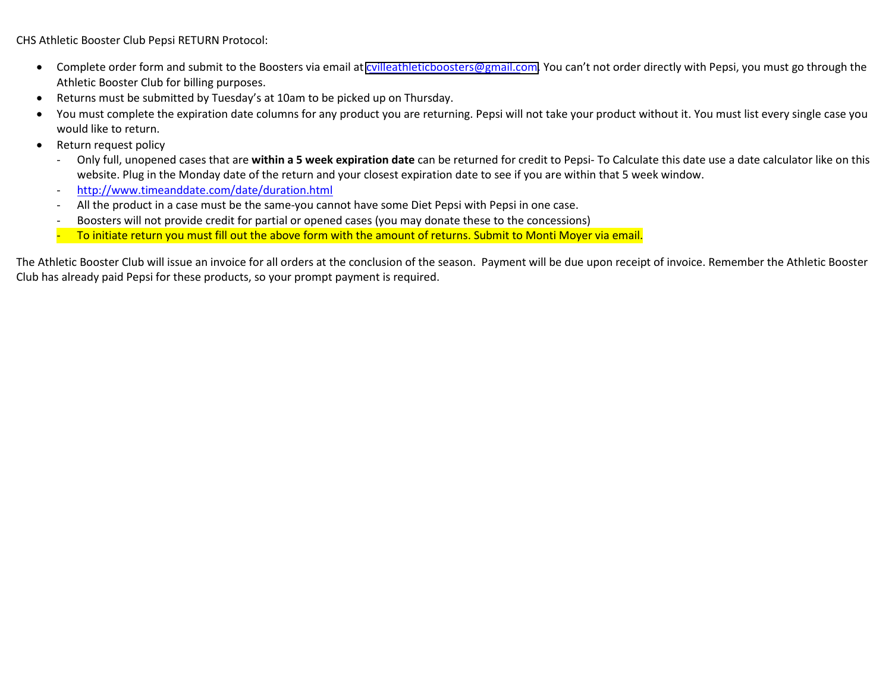CHS Athletic Booster Club Pepsi RETURN Protocol:

- Complete order form and submit to the Boosters via email at cvilleathleticboosters@gmail.com. You can't not order directly with Pepsi, you must go through the Athletic Booster Club for billing purposes.
- Returns must be submitted by Tuesday's at 10am to be picked up on Thursday.
- You must complete the expiration date columns for any product you are returning. Pepsi will not take your product without it. You must list every single case you would like to return.
- Return request policy
  - Only full, unopened cases that are **within a 5 week expiration date** can be returned for credit to Pepsi- To Calculate this date use a date calculator like on this website. Plug in the Monday date of the return and your closest expiration date to see if you are within that 5 week window.
  - http://www.timeanddate.com/date/duration.html
  - All the product in a case must be the same-you cannot have some Diet Pepsi with Pepsi in one case.
  - Boosters will not provide credit for partial or opened cases (you may donate these to the concessions)
  - To initiate return you must fill out the above form with the amount of returns. Submit to Monti Moyer via email.

The Athletic Booster Club will issue an invoice for all orders at the conclusion of the season. Payment will be due upon receipt of invoice. Remember the Athletic Booster Club has already paid Pepsi for these products, so your prompt payment is required.